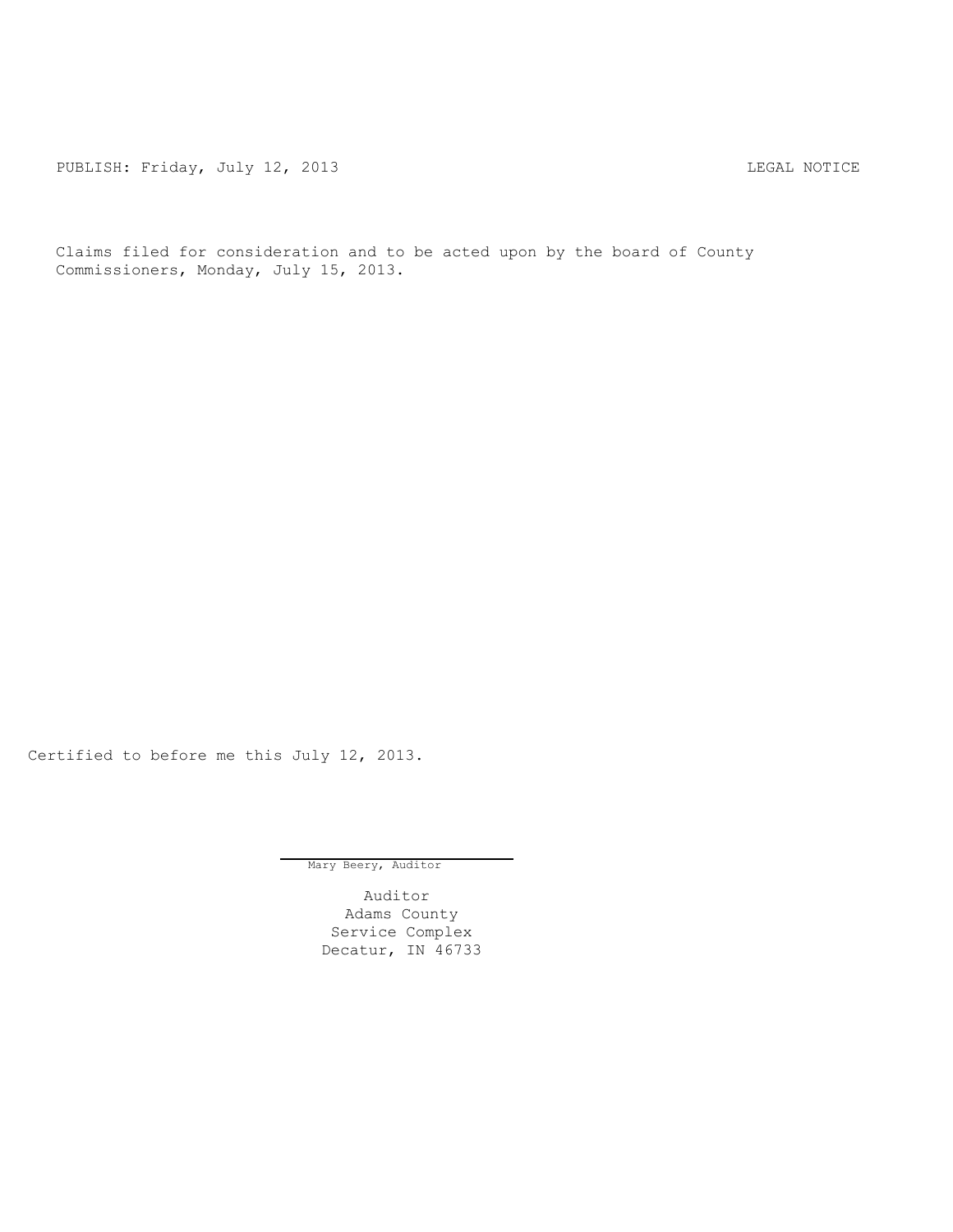PUBLISH: Friday, July 12, 2013 LEGAL NOTICE

Claims filed for consideration and to be acted upon by the board of County Commissioners, Monday, July 15, 2013.

Certified to before me this July 12, 2013.

Mary Beery, Auditor

Auditor
Adams County
Service Complex
Decatur, IN 46733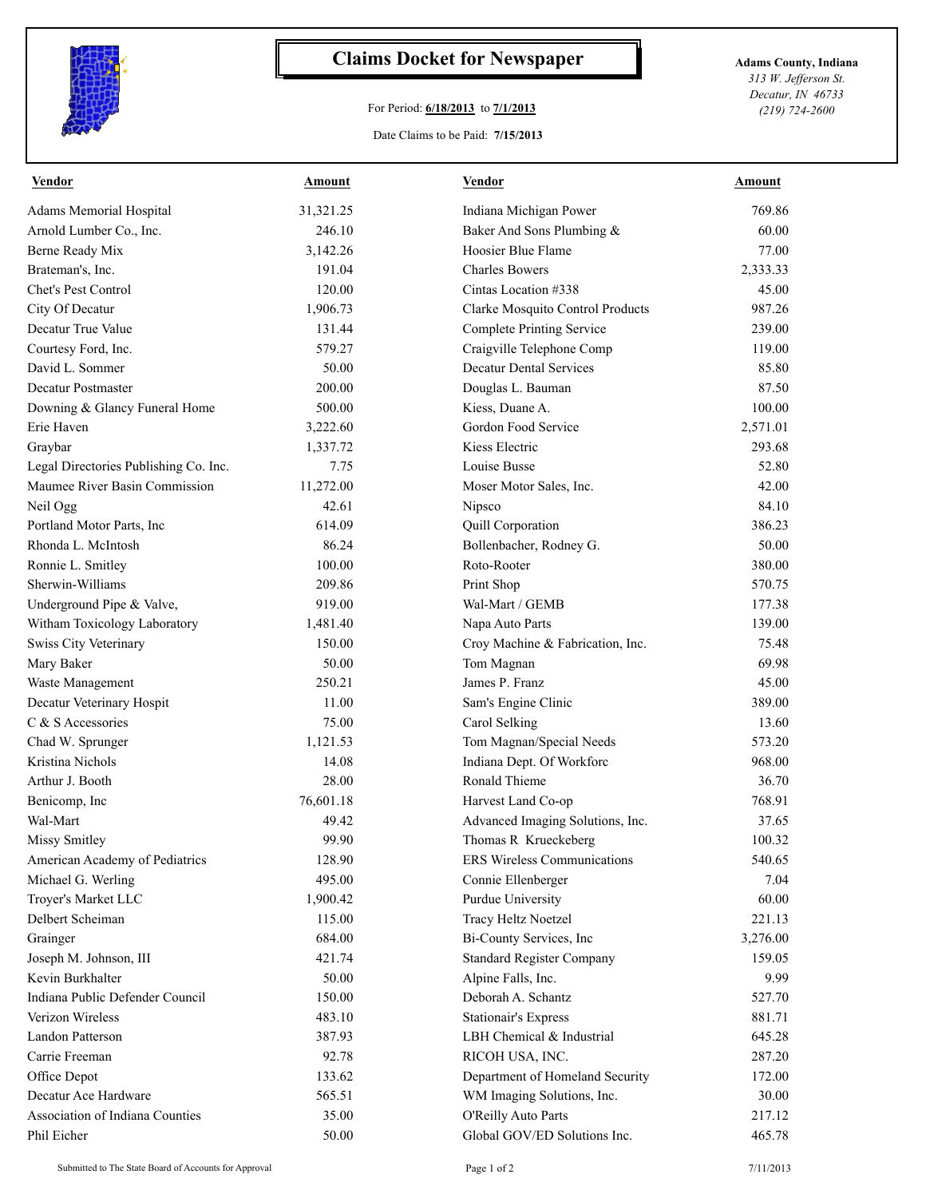# Claims Docket for Newspaper

For Period: **6/18/2013** to **7/1/2013**

Date Claims to be Paid: **7/15/2013**

**Adams County, Indiana**
*313 W. Jefferson St.*
*Decatur, IN 46733*
*(219) 724-2600*

| Vendor | Amount | Vendor | Amount |
|---|---|---|---|
| Adams Memorial Hospital | 31,321.25 | Indiana Michigan Power | 769.86 |
| Arnold Lumber Co., Inc. | 246.10 | Baker And Sons Plumbing & | 60.00 |
| Berne Ready Mix | 3,142.26 | Hoosier Blue Flame | 77.00 |
| Brateman's, Inc. | 191.04 | Charles Bowers | 2,333.33 |
| Chet's Pest Control | 120.00 | Cintas Location #338 | 45.00 |
| City Of Decatur | 1,906.73 | Clarke Mosquito Control Products | 987.26 |
| Decatur True Value | 131.44 | Complete Printing Service | 239.00 |
| Courtesy Ford, Inc. | 579.27 | Craigville Telephone Comp | 119.00 |
| David L. Sommer | 50.00 | Decatur Dental Services | 85.80 |
| Decatur Postmaster | 200.00 | Douglas L. Bauman | 87.50 |
| Downing & Glancy Funeral Home | 500.00 | Kiess, Duane A. | 100.00 |
| Erie Haven | 3,222.60 | Gordon Food Service | 2,571.01 |
| Graybar | 1,337.72 | Kiess Electric | 293.68 |
| Legal Directories Publishing Co. Inc. | 7.75 | Louise Busse | 52.80 |
| Maumee River Basin Commission | 11,272.00 | Moser Motor Sales, Inc. | 42.00 |
| Neil Ogg | 42.61 | Nipsco | 84.10 |
| Portland Motor Parts, Inc | 614.09 | Quill Corporation | 386.23 |
| Rhonda L. McIntosh | 86.24 | Bollenbacher, Rodney G. | 50.00 |
| Ronnie L. Smitley | 100.00 | Roto-Rooter | 380.00 |
| Sherwin-Williams | 209.86 | Print Shop | 570.75 |
| Underground Pipe & Valve, | 919.00 | Wal-Mart / GEMB | 177.38 |
| Witham Toxicology Laboratory | 1,481.40 | Napa Auto Parts | 139.00 |
| Swiss City Veterinary | 150.00 | Croy Machine & Fabrication, Inc. | 75.48 |
| Mary Baker | 50.00 | Tom Magnan | 69.98 |
| Waste Management | 250.21 | James P. Franz | 45.00 |
| Decatur Veterinary Hospit | 11.00 | Sam's Engine Clinic | 389.00 |
| C & S Accessories | 75.00 | Carol Selking | 13.60 |
| Chad W. Sprunger | 1,121.53 | Tom Magnan/Special Needs | 573.20 |
| Kristina Nichols | 14.08 | Indiana Dept. Of Workforc | 968.00 |
| Arthur J. Booth | 28.00 | Ronald Thieme | 36.70 |
| Benicomp, Inc | 76,601.18 | Harvest Land Co-op | 768.91 |
| Wal-Mart | 49.42 | Advanced Imaging Solutions, Inc. | 37.65 |
| Missy Smitley | 99.90 | Thomas R Krueckeberg | 100.32 |
| American Academy of Pediatrics | 128.90 | ERS Wireless Communications | 540.65 |
| Michael G. Werling | 495.00 | Connie Ellenberger | 7.04 |
| Troyer's Market LLC | 1,900.42 | Purdue University | 60.00 |
| Delbert Scheiman | 115.00 | Tracy Heltz Noetzel | 221.13 |
| Grainger | 684.00 | Bi-County Services, Inc | 3,276.00 |
| Joseph M. Johnson, III | 421.74 | Standard Register Company | 159.05 |
| Kevin Burkhalter | 50.00 | Alpine Falls, Inc. | 9.99 |
| Indiana Public Defender Council | 150.00 | Deborah A. Schantz | 527.70 |
| Verizon Wireless | 483.10 | Stationair's Express | 881.71 |
| Landon Patterson | 387.93 | LBH Chemical & Industrial | 645.28 |
| Carrie Freeman | 92.78 | RICOH USA, INC. | 287.20 |
| Office Depot | 133.62 | Department of Homeland Security | 172.00 |
| Decatur Ace Hardware | 565.51 | WM Imaging Solutions, Inc. | 30.00 |
| Association of Indiana Counties | 35.00 | O'Reilly Auto Parts | 217.12 |
| Phil Eicher | 50.00 | Global GOV/ED Solutions Inc. | 465.78 |

Submitted to The State Board of Accounts for Approval

7/11/2013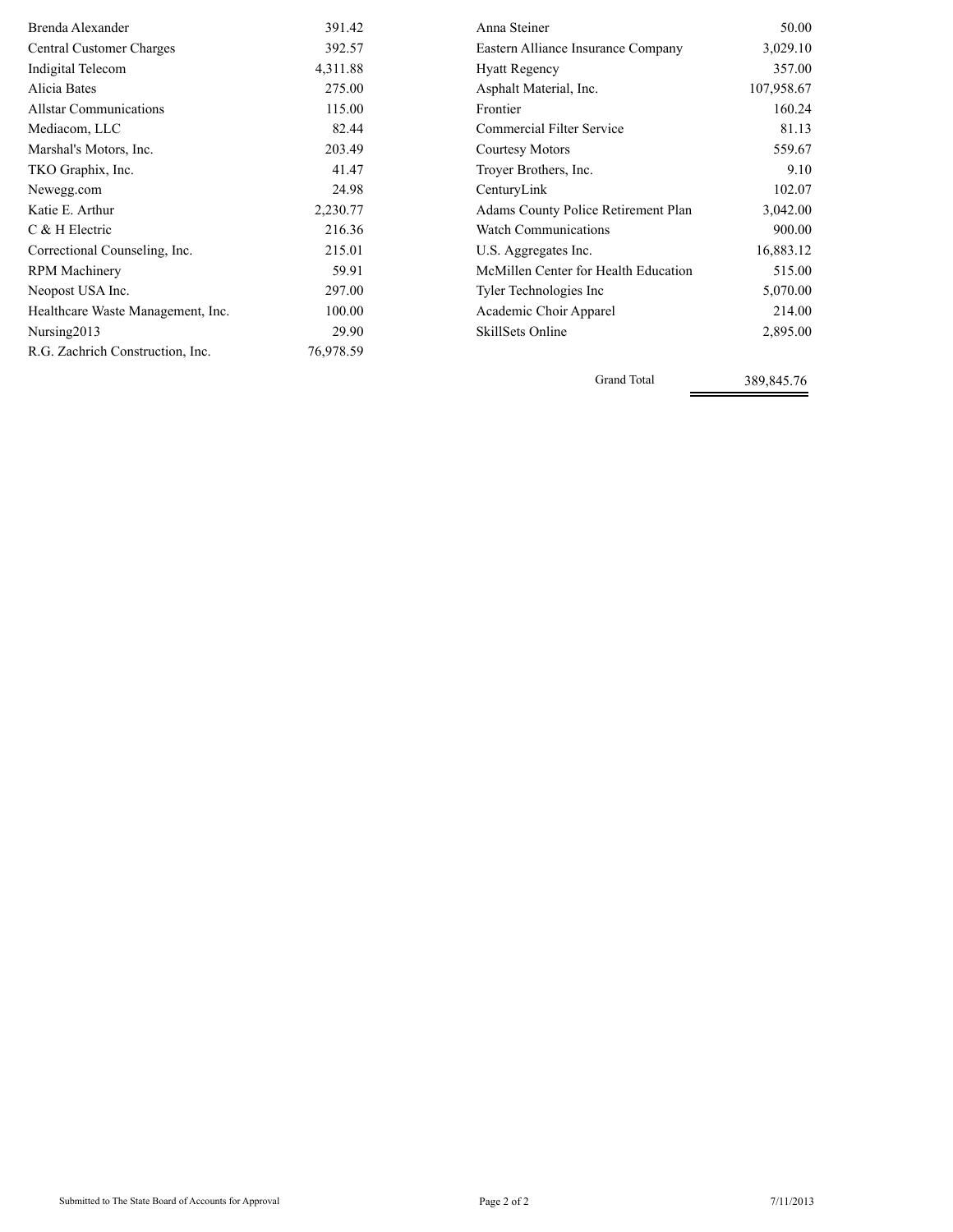| | |
|---|---|
| Brenda Alexander | 391.42 |
| Central Customer Charges | 392.57 |
| Indigital Telecom | 4,311.88 |
| Alicia Bates | 275.00 |
| Allstar Communications | 115.00 |
| Mediacom, LLC | 82.44 |
| Marshal's Motors, Inc. | 203.49 |
| TKO Graphix, Inc. | 41.47 |
| Newegg.com | 24.98 |
| Katie E. Arthur | 2,230.77 |
| C & H Electric | 216.36 |
| Correctional Counseling, Inc. | 215.01 |
| RPM Machinery | 59.91 |
| Neopost USA Inc. | 297.00 |
| Healthcare Waste Management, Inc. | 100.00 |
| Nursing2013 | 29.90 |
| R.G. Zachrich Construction, Inc. | 76,978.59 |
| Anna Steiner | 50.00 |
| Eastern Alliance Insurance Company | 3,029.10 |
| Hyatt Regency | 357.00 |
| Asphalt Material, Inc. | 107,958.67 |
| Frontier | 160.24 |
| Commercial Filter Service | 81.13 |
| Courtesy Motors | 559.67 |
| Troyer Brothers, Inc. | 9.10 |
| CenturyLink | 102.07 |
| Adams County Police Retirement Plan | 3,042.00 |
| Watch Communications | 900.00 |
| U.S. Aggregates Inc. | 16,883.12 |
| McMillen Center for Health Education | 515.00 |
| Tyler Technologies Inc | 5,070.00 |
| Academic Choir Apparel | 214.00 |
| SkillSets Online | 2,895.00 |
| Grand Total | 389,845.76 |

Submitted to The State Board of Accounts for Approval

7/11/2013